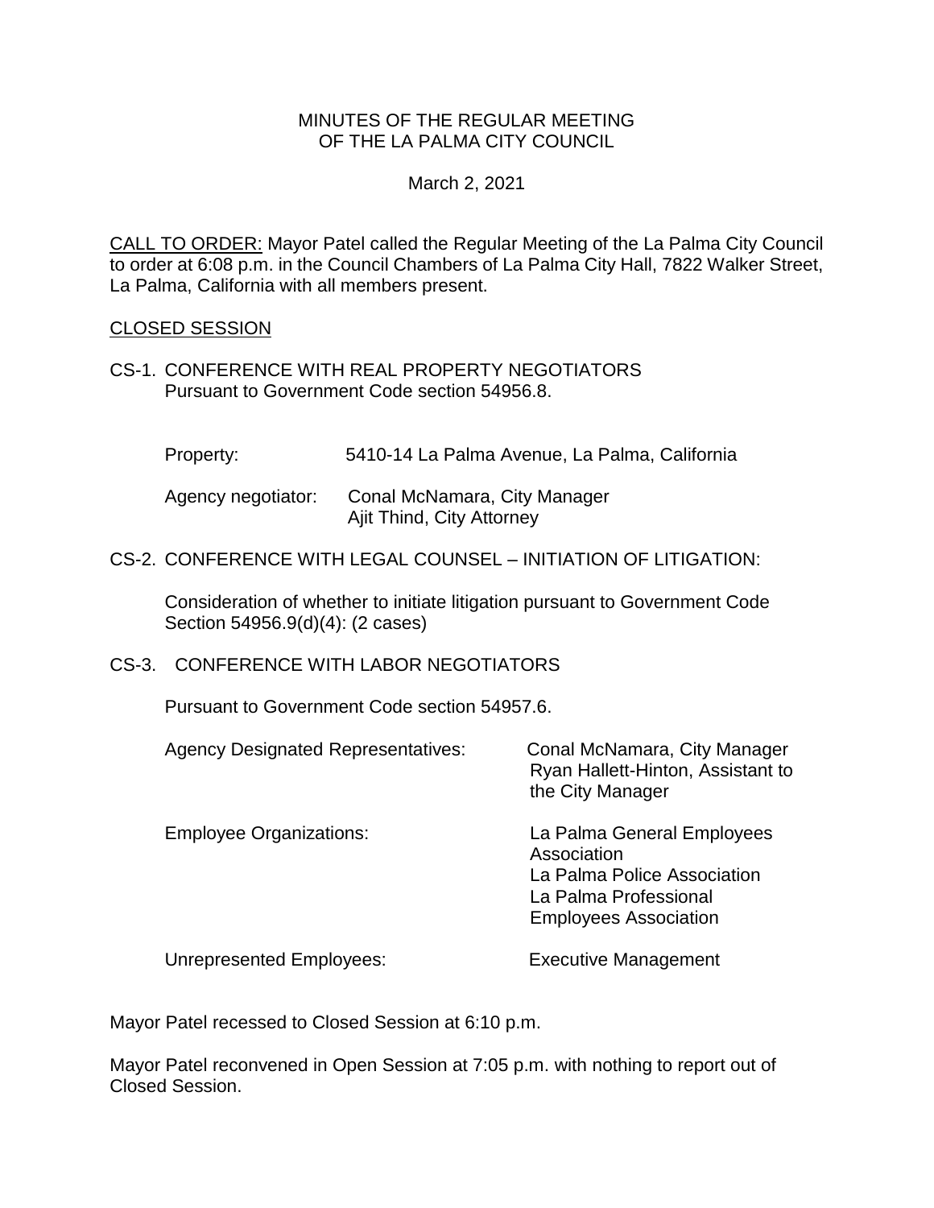MINUTES OF THE REGULAR MEETING
OF THE LA PALMA CITY COUNCIL

March 2, 2021

CALL TO ORDER: Mayor Patel called the Regular Meeting of the La Palma City Council to order at 6:08 p.m. in the Council Chambers of La Palma City Hall, 7822 Walker Street, La Palma, California with all members present.

CLOSED SESSION

CS-1. CONFERENCE WITH REAL PROPERTY NEGOTIATORS
Pursuant to Government Code section 54956.8.

Property: 5410-14 La Palma Avenue, La Palma, California

Agency negotiator: Conal McNamara, City Manager
Ajit Thind, City Attorney

CS-2. CONFERENCE WITH LEGAL COUNSEL – INITIATION OF LITIGATION:

Consideration of whether to initiate litigation pursuant to Government Code Section 54956.9(d)(4): (2 cases)

CS-3. CONFERENCE WITH LABOR NEGOTIATORS

Pursuant to Government Code section 54957.6.

Agency Designated Representatives: Conal McNamara, City Manager
Ryan Hallett-Hinton, Assistant to the City Manager

Employee Organizations: La Palma General Employees Association
La Palma Police Association
La Palma Professional Employees Association

Unrepresented Employees: Executive Management

Mayor Patel recessed to Closed Session at 6:10 p.m.

Mayor Patel reconvened in Open Session at 7:05 p.m. with nothing to report out of Closed Session.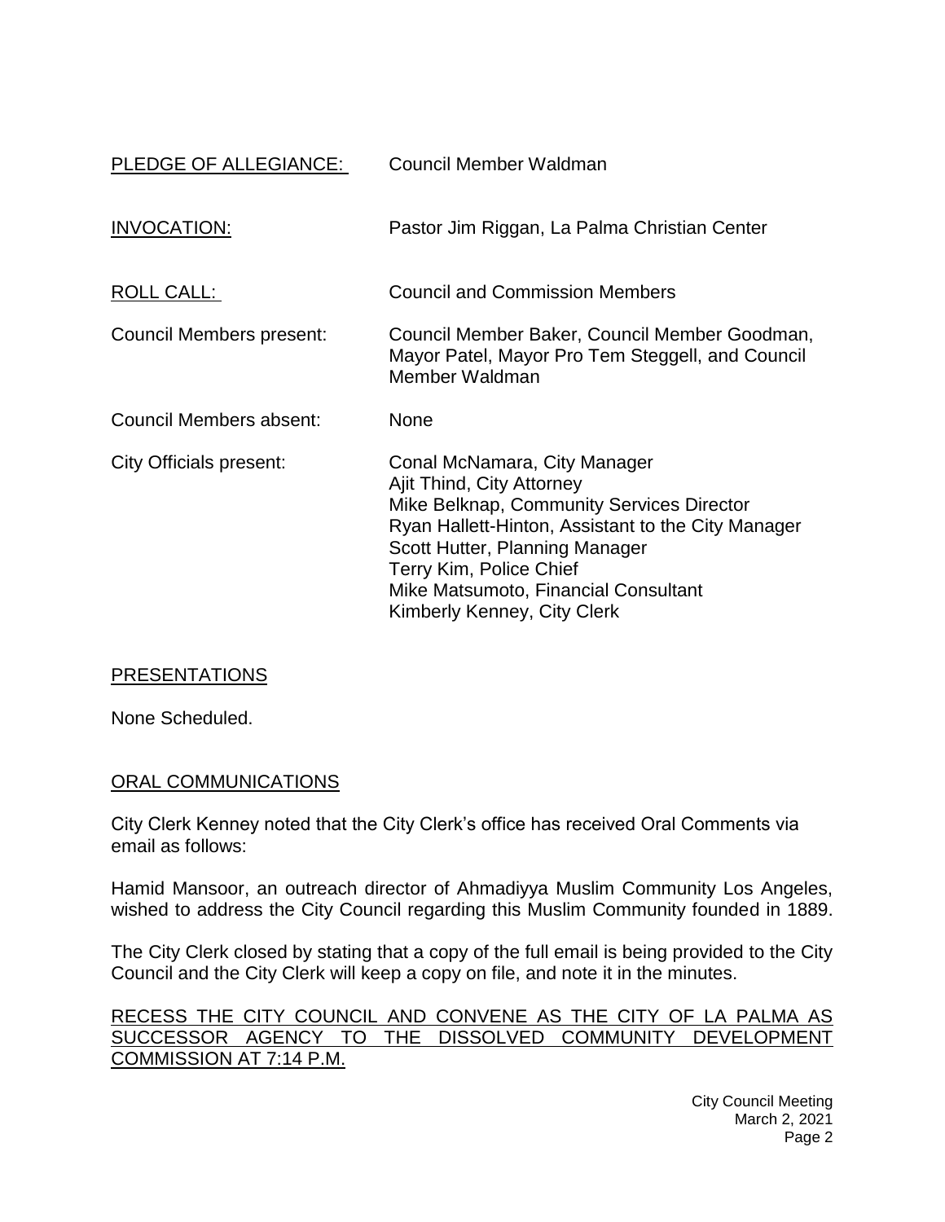PLEDGE OF ALLEGIANCE: Council Member Waldman

INVOCATION: Pastor Jim Riggan, La Palma Christian Center

ROLL CALL: Council and Commission Members

Council Members present: Council Member Baker, Council Member Goodman, Mayor Patel, Mayor Pro Tem Steggell, and Council Member Waldman

Council Members absent: None

City Officials present:
Conal McNamara, City Manager
Ajit Thind, City Attorney
Mike Belknap, Community Services Director
Ryan Hallett-Hinton, Assistant to the City Manager
Scott Hutter, Planning Manager
Terry Kim, Police Chief
Mike Matsumoto, Financial Consultant
Kimberly Kenney, City Clerk

## PRESENTATIONS

None Scheduled.

## ORAL COMMUNICATIONS

City Clerk Kenney noted that the City Clerk's office has received Oral Comments via email as follows:

Hamid Mansoor, an outreach director of Ahmadiyya Muslim Community Los Angeles, wished to address the City Council regarding this Muslim Community founded in 1889.

The City Clerk closed by stating that a copy of the full email is being provided to the City Council and the City Clerk will keep a copy on file, and note it in the minutes.

## RECESS THE CITY COUNCIL AND CONVENE AS THE CITY OF LA PALMA AS SUCCESSOR AGENCY TO THE DISSOLVED COMMUNITY DEVELOPMENT COMMISSION AT 7:14 P.M.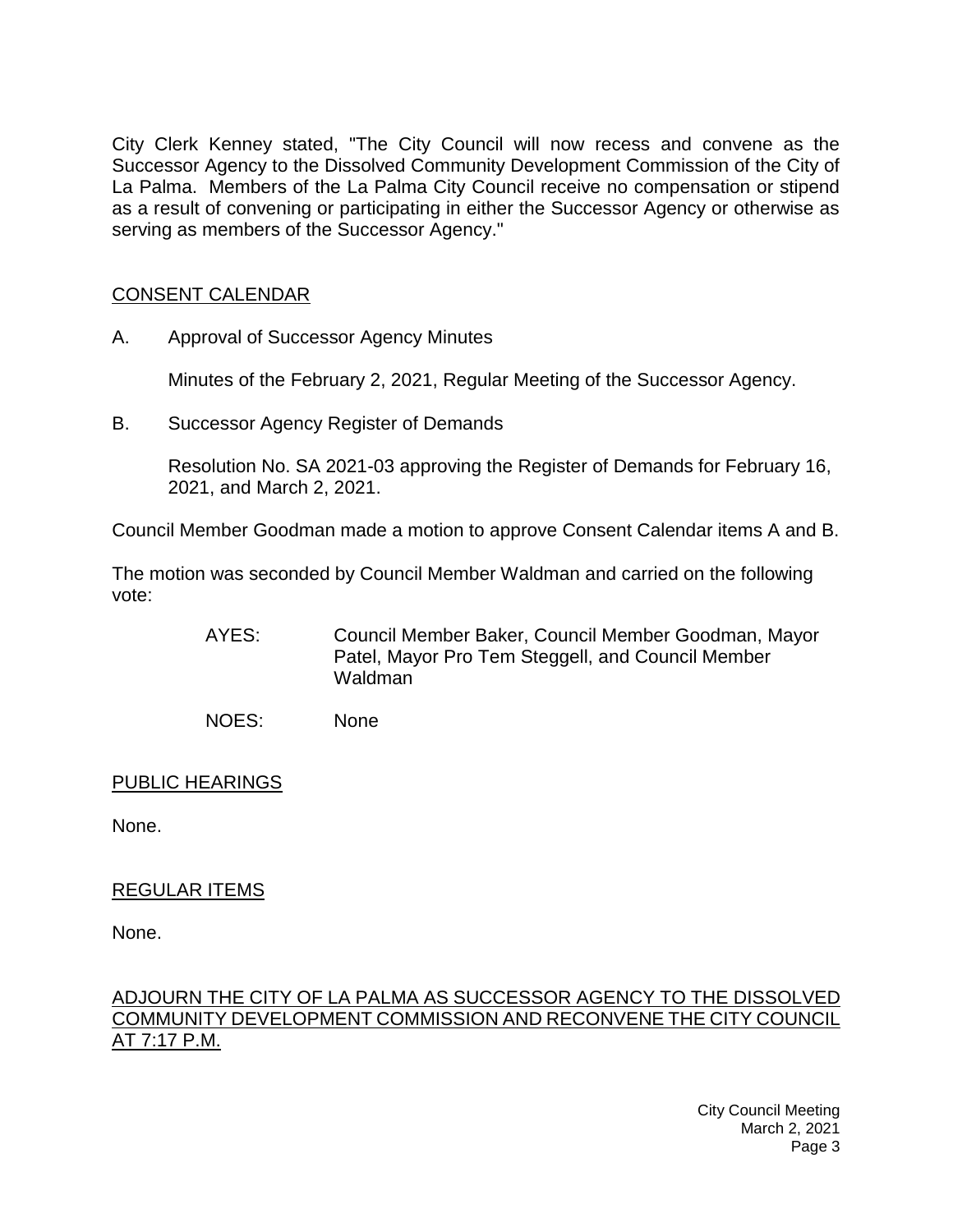City Clerk Kenney stated, "The City Council will now recess and convene as the Successor Agency to the Dissolved Community Development Commission of the City of La Palma. Members of the La Palma City Council receive no compensation or stipend as a result of convening or participating in either the Successor Agency or otherwise as serving as members of the Successor Agency."

## CONSENT CALENDAR

A. Approval of Successor Agency Minutes

Minutes of the February 2, 2021, Regular Meeting of the Successor Agency.

B. Successor Agency Register of Demands

Resolution No. SA 2021-03 approving the Register of Demands for February 16, 2021, and March 2, 2021.

Council Member Goodman made a motion to approve Consent Calendar items A and B.

The motion was seconded by Council Member Waldman and carried on the following vote:

AYES: Council Member Baker, Council Member Goodman, Mayor Patel, Mayor Pro Tem Steggell, and Council Member Waldman

NOES: None

## PUBLIC HEARINGS

None.

## REGULAR ITEMS

None.

## ADJOURN THE CITY OF LA PALMA AS SUCCESSOR AGENCY TO THE DISSOLVED COMMUNITY DEVELOPMENT COMMISSION AND RECONVENE THE CITY COUNCIL AT 7:17 P.M.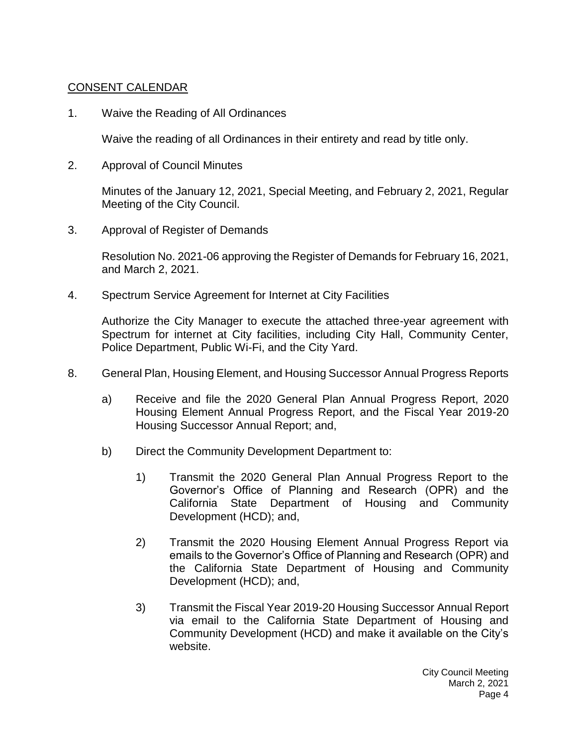CONSENT CALENDAR

1. Waive the Reading of All Ordinances

   Waive the reading of all Ordinances in their entirety and read by title only.

2. Approval of Council Minutes

   Minutes of the January 12, 2021, Special Meeting, and February 2, 2021, Regular Meeting of the City Council.

3. Approval of Register of Demands

   Resolution No. 2021-06 approving the Register of Demands for February 16, 2021, and March 2, 2021.

4. Spectrum Service Agreement for Internet at City Facilities

   Authorize the City Manager to execute the attached three-year agreement with Spectrum for internet at City facilities, including City Hall, Community Center, Police Department, Public Wi-Fi, and the City Yard.

8. General Plan, Housing Element, and Housing Successor Annual Progress Reports

   a) Receive and file the 2020 General Plan Annual Progress Report, 2020 Housing Element Annual Progress Report, and the Fiscal Year 2019-20 Housing Successor Annual Report; and,

   b) Direct the Community Development Department to:

      1) Transmit the 2020 General Plan Annual Progress Report to the Governor's Office of Planning and Research (OPR) and the California State Department of Housing and Community Development (HCD); and,

      2) Transmit the 2020 Housing Element Annual Progress Report via emails to the Governor's Office of Planning and Research (OPR) and the California State Department of Housing and Community Development (HCD); and,

      3) Transmit the Fiscal Year 2019-20 Housing Successor Annual Report via email to the California State Department of Housing and Community Development (HCD) and make it available on the City's website.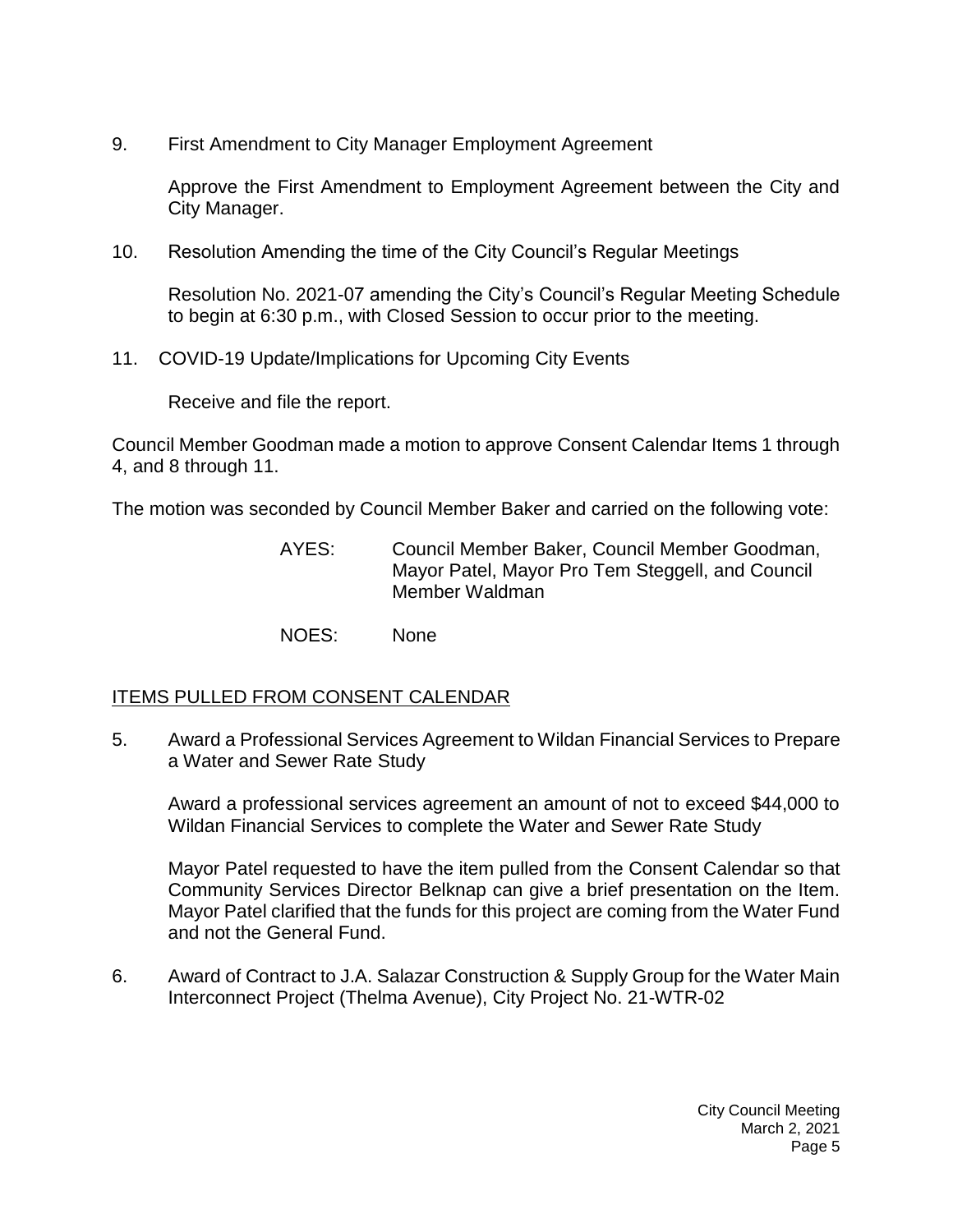9. First Amendment to City Manager Employment Agreement

   Approve the First Amendment to Employment Agreement between the City and City Manager.

10. Resolution Amending the time of the City Council's Regular Meetings

    Resolution No. 2021-07 amending the City's Council's Regular Meeting Schedule to begin at 6:30 p.m., with Closed Session to occur prior to the meeting.

11. COVID-19 Update/Implications for Upcoming City Events

    Receive and file the report.

Council Member Goodman made a motion to approve Consent Calendar Items 1 through 4, and 8 through 11.

The motion was seconded by Council Member Baker and carried on the following vote:

AYES: Council Member Baker, Council Member Goodman, Mayor Patel, Mayor Pro Tem Steggell, and Council Member Waldman

NOES: None

## ITEMS PULLED FROM CONSENT CALENDAR

5. Award a Professional Services Agreement to Wildan Financial Services to Prepare a Water and Sewer Rate Study

   Award a professional services agreement an amount of not to exceed $44,000 to Wildan Financial Services to complete the Water and Sewer Rate Study

   Mayor Patel requested to have the item pulled from the Consent Calendar so that Community Services Director Belknap can give a brief presentation on the Item. Mayor Patel clarified that the funds for this project are coming from the Water Fund and not the General Fund.

6. Award of Contract to J.A. Salazar Construction & Supply Group for the Water Main Interconnect Project (Thelma Avenue), City Project No. 21-WTR-02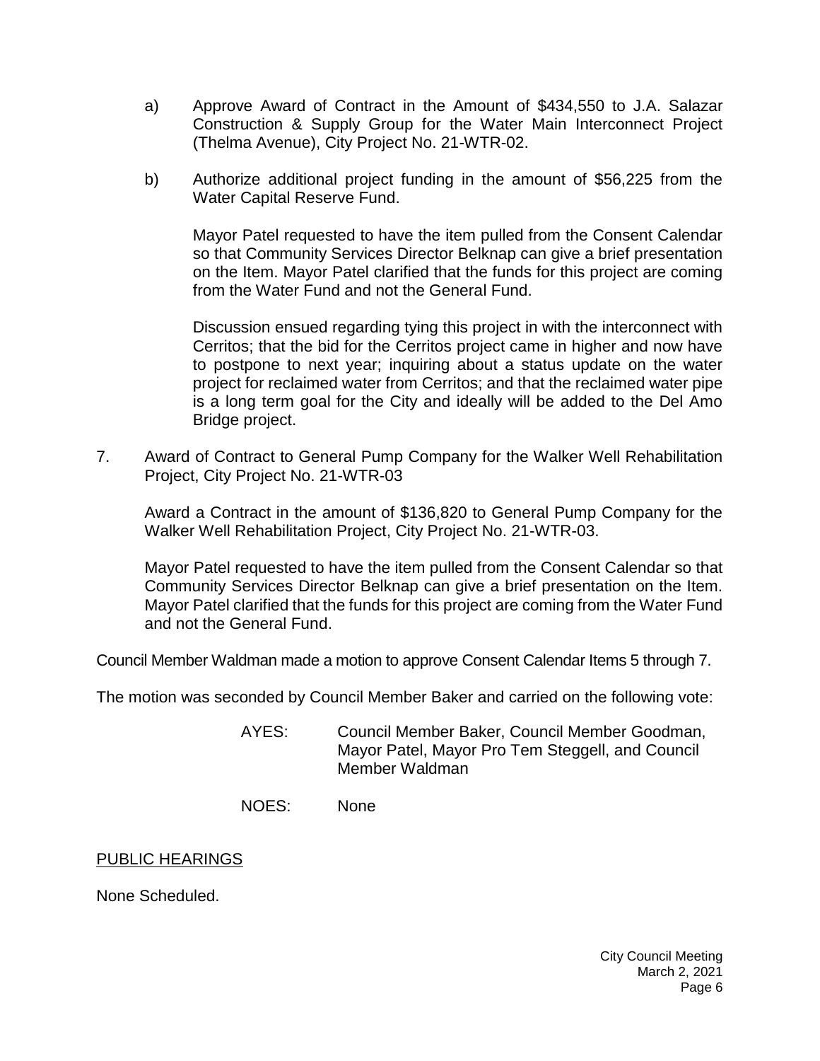a) Approve Award of Contract in the Amount of $434,550 to J.A. Salazar Construction & Supply Group for the Water Main Interconnect Project (Thelma Avenue), City Project No. 21-WTR-02.

b) Authorize additional project funding in the amount of $56,225 from the Water Capital Reserve Fund.

Mayor Patel requested to have the item pulled from the Consent Calendar so that Community Services Director Belknap can give a brief presentation on the Item. Mayor Patel clarified that the funds for this project are coming from the Water Fund and not the General Fund.

Discussion ensued regarding tying this project in with the interconnect with Cerritos; that the bid for the Cerritos project came in higher and now have to postpone to next year; inquiring about a status update on the water project for reclaimed water from Cerritos; and that the reclaimed water pipe is a long term goal for the City and ideally will be added to the Del Amo Bridge project.

7. Award of Contract to General Pump Company for the Walker Well Rehabilitation Project, City Project No. 21-WTR-03

Award a Contract in the amount of $136,820 to General Pump Company for the Walker Well Rehabilitation Project, City Project No. 21-WTR-03.

Mayor Patel requested to have the item pulled from the Consent Calendar so that Community Services Director Belknap can give a brief presentation on the Item. Mayor Patel clarified that the funds for this project are coming from the Water Fund and not the General Fund.

Council Member Waldman made a motion to approve Consent Calendar Items 5 through 7.

The motion was seconded by Council Member Baker and carried on the following vote:

AYES: Council Member Baker, Council Member Goodman, Mayor Patel, Mayor Pro Tem Steggell, and Council Member Waldman

NOES: None

## PUBLIC HEARINGS

None Scheduled.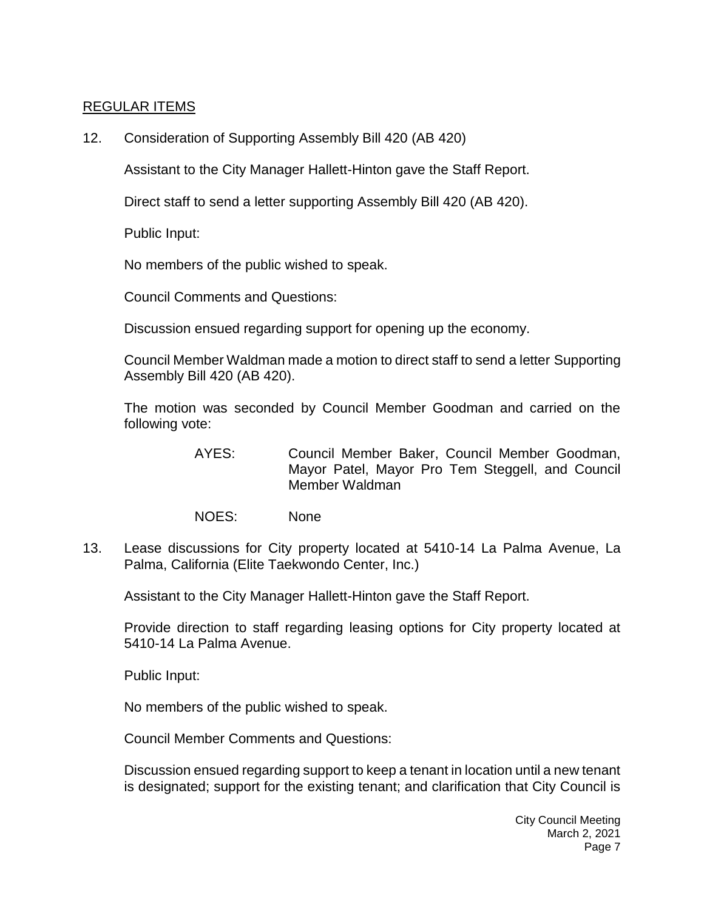REGULAR ITEMS

12. Consideration of Supporting Assembly Bill 420 (AB 420)

    Assistant to the City Manager Hallett-Hinton gave the Staff Report.

    Direct staff to send a letter supporting Assembly Bill 420 (AB 420).

    Public Input:

    No members of the public wished to speak.

    Council Comments and Questions:

    Discussion ensued regarding support for opening up the economy.

    Council Member Waldman made a motion to direct staff to send a letter Supporting Assembly Bill 420 (AB 420).

    The motion was seconded by Council Member Goodman and carried on the following vote:

    AYES: Council Member Baker, Council Member Goodman, Mayor Patel, Mayor Pro Tem Steggell, and Council Member Waldman

    NOES: None

13. Lease discussions for City property located at 5410-14 La Palma Avenue, La Palma, California (Elite Taekwondo Center, Inc.)

    Assistant to the City Manager Hallett-Hinton gave the Staff Report.

    Provide direction to staff regarding leasing options for City property located at 5410-14 La Palma Avenue.

    Public Input:

    No members of the public wished to speak.

    Council Member Comments and Questions:

    Discussion ensued regarding support to keep a tenant in location until a new tenant is designated; support for the existing tenant; and clarification that City Council is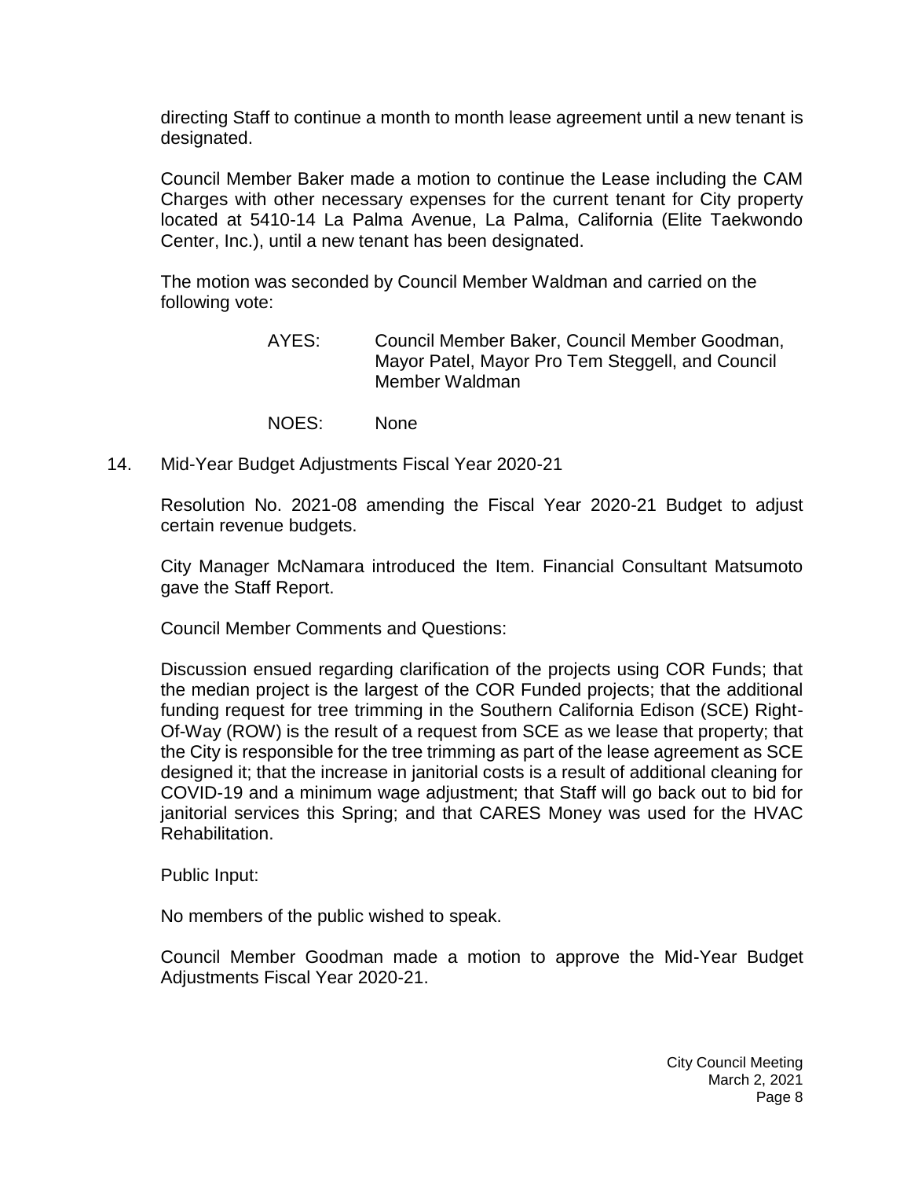directing Staff to continue a month to month lease agreement until a new tenant is designated.

Council Member Baker made a motion to continue the Lease including the CAM Charges with other necessary expenses for the current tenant for City property located at 5410-14 La Palma Avenue, La Palma, California (Elite Taekwondo Center, Inc.), until a new tenant has been designated.

The motion was seconded by Council Member Waldman and carried on the following vote:

AYES: Council Member Baker, Council Member Goodman, Mayor Patel, Mayor Pro Tem Steggell, and Council Member Waldman

NOES: None

14. Mid-Year Budget Adjustments Fiscal Year 2020-21

Resolution No. 2021-08 amending the Fiscal Year 2020-21 Budget to adjust certain revenue budgets.

City Manager McNamara introduced the Item. Financial Consultant Matsumoto gave the Staff Report.

Council Member Comments and Questions:

Discussion ensued regarding clarification of the projects using COR Funds; that the median project is the largest of the COR Funded projects; that the additional funding request for tree trimming in the Southern California Edison (SCE) Right-Of-Way (ROW) is the result of a request from SCE as we lease that property; that the City is responsible for the tree trimming as part of the lease agreement as SCE designed it; that the increase in janitorial costs is a result of additional cleaning for COVID-19 and a minimum wage adjustment; that Staff will go back out to bid for janitorial services this Spring; and that CARES Money was used for the HVAC Rehabilitation.

Public Input:

No members of the public wished to speak.

Council Member Goodman made a motion to approve the Mid-Year Budget Adjustments Fiscal Year 2020-21.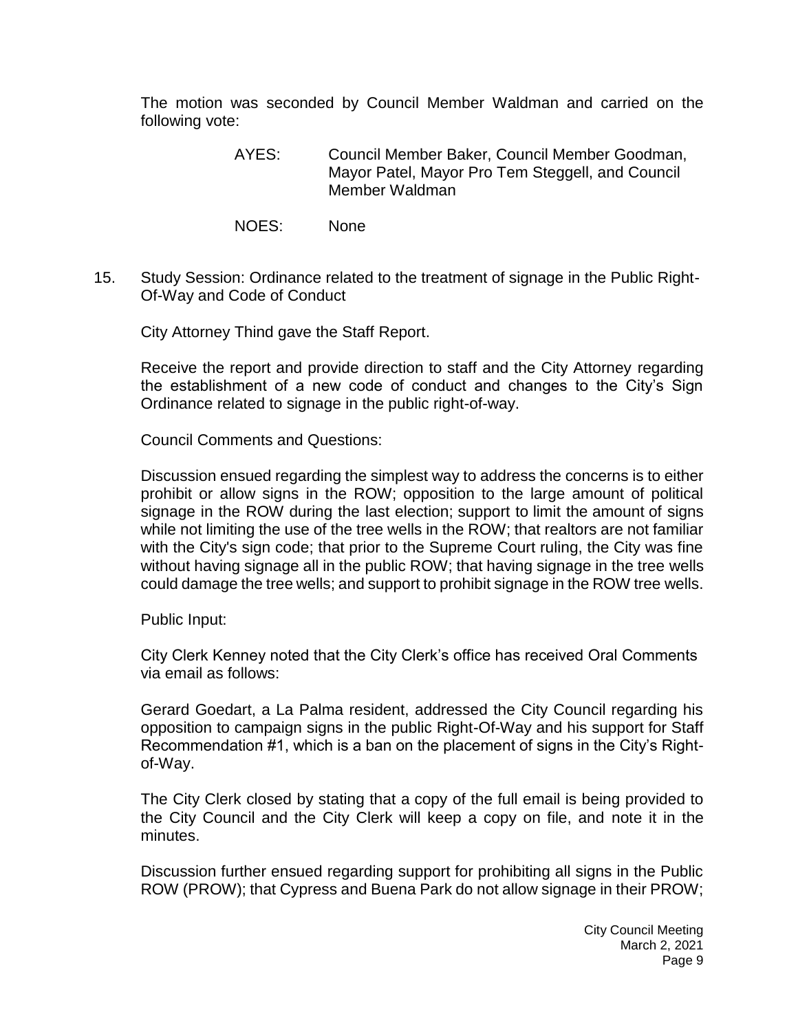The motion was seconded by Council Member Waldman and carried on the following vote:

AYES: Council Member Baker, Council Member Goodman, Mayor Patel, Mayor Pro Tem Steggell, and Council Member Waldman

NOES: None

15. Study Session: Ordinance related to the treatment of signage in the Public Right-Of-Way and Code of Conduct

City Attorney Thind gave the Staff Report.

Receive the report and provide direction to staff and the City Attorney regarding the establishment of a new code of conduct and changes to the City's Sign Ordinance related to signage in the public right-of-way.

Council Comments and Questions:

Discussion ensued regarding the simplest way to address the concerns is to either prohibit or allow signs in the ROW; opposition to the large amount of political signage in the ROW during the last election; support to limit the amount of signs while not limiting the use of the tree wells in the ROW; that realtors are not familiar with the City's sign code; that prior to the Supreme Court ruling, the City was fine without having signage all in the public ROW; that having signage in the tree wells could damage the tree wells; and support to prohibit signage in the ROW tree wells.

Public Input:

City Clerk Kenney noted that the City Clerk's office has received Oral Comments via email as follows:

Gerard Goedart, a La Palma resident, addressed the City Council regarding his opposition to campaign signs in the public Right-Of-Way and his support for Staff Recommendation #1, which is a ban on the placement of signs in the City's Right-of-Way.

The City Clerk closed by stating that a copy of the full email is being provided to the City Council and the City Clerk will keep a copy on file, and note it in the minutes.

Discussion further ensued regarding support for prohibiting all signs in the Public ROW (PROW); that Cypress and Buena Park do not allow signage in their PROW;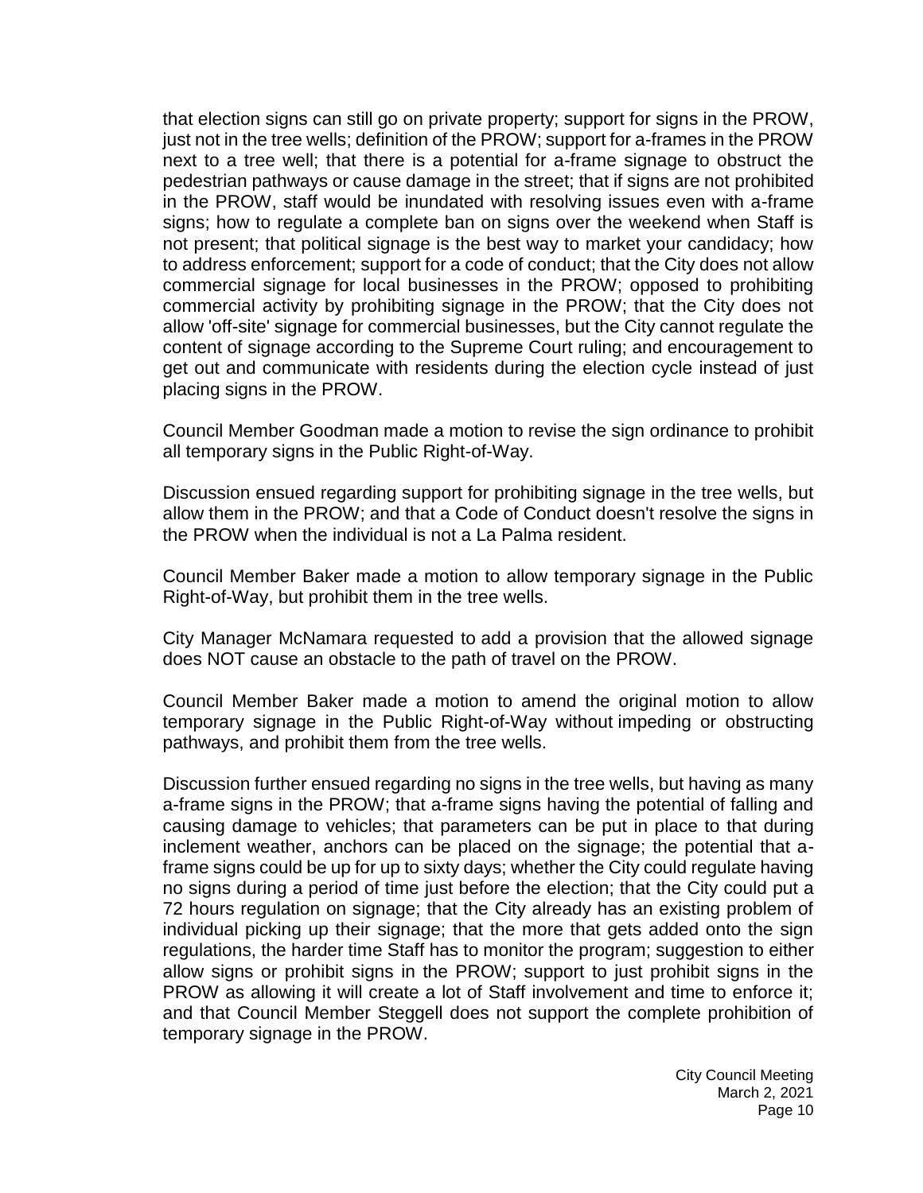that election signs can still go on private property; support for signs in the PROW, just not in the tree wells; definition of the PROW; support for a-frames in the PROW next to a tree well; that there is a potential for a-frame signage to obstruct the pedestrian pathways or cause damage in the street; that if signs are not prohibited in the PROW, staff would be inundated with resolving issues even with a-frame signs; how to regulate a complete ban on signs over the weekend when Staff is not present; that political signage is the best way to market your candidacy; how to address enforcement; support for a code of conduct; that the City does not allow commercial signage for local businesses in the PROW; opposed to prohibiting commercial activity by prohibiting signage in the PROW; that the City does not allow 'off-site' signage for commercial businesses, but the City cannot regulate the content of signage according to the Supreme Court ruling; and encouragement to get out and communicate with residents during the election cycle instead of just placing signs in the PROW.

Council Member Goodman made a motion to revise the sign ordinance to prohibit all temporary signs in the Public Right-of-Way.

Discussion ensued regarding support for prohibiting signage in the tree wells, but allow them in the PROW; and that a Code of Conduct doesn't resolve the signs in the PROW when the individual is not a La Palma resident.

Council Member Baker made a motion to allow temporary signage in the Public Right-of-Way, but prohibit them in the tree wells.

City Manager McNamara requested to add a provision that the allowed signage does NOT cause an obstacle to the path of travel on the PROW.

Council Member Baker made a motion to amend the original motion to allow temporary signage in the Public Right-of-Way without impeding or obstructing pathways, and prohibit them from the tree wells.

Discussion further ensued regarding no signs in the tree wells, but having as many a-frame signs in the PROW; that a-frame signs having the potential of falling and causing damage to vehicles; that parameters can be put in place to that during inclement weather, anchors can be placed on the signage; the potential that a-frame signs could be up for up to sixty days; whether the City could regulate having no signs during a period of time just before the election; that the City could put a 72 hours regulation on signage; that the City already has an existing problem of individual picking up their signage; that the more that gets added onto the sign regulations, the harder time Staff has to monitor the program; suggestion to either allow signs or prohibit signs in the PROW; support to just prohibit signs in the PROW as allowing it will create a lot of Staff involvement and time to enforce it; and that Council Member Steggell does not support the complete prohibition of temporary signage in the PROW.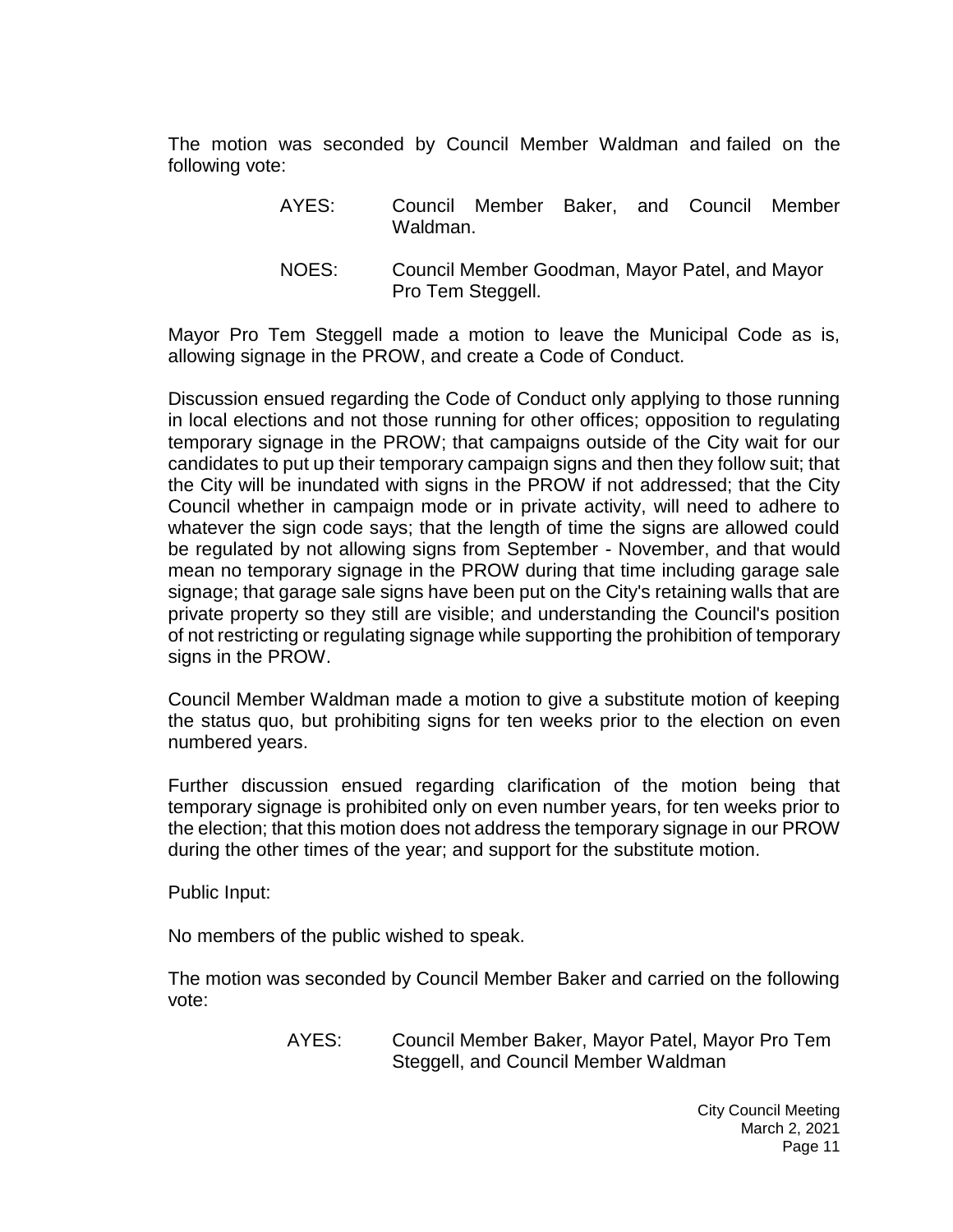The motion was seconded by Council Member Waldman and failed on the following vote:

AYES: Council Member Baker, and Council Member Waldman.

NOES: Council Member Goodman, Mayor Patel, and Mayor Pro Tem Steggell.

Mayor Pro Tem Steggell made a motion to leave the Municipal Code as is, allowing signage in the PROW, and create a Code of Conduct.

Discussion ensued regarding the Code of Conduct only applying to those running in local elections and not those running for other offices; opposition to regulating temporary signage in the PROW; that campaigns outside of the City wait for our candidates to put up their temporary campaign signs and then they follow suit; that the City will be inundated with signs in the PROW if not addressed; that the City Council whether in campaign mode or in private activity, will need to adhere to whatever the sign code says; that the length of time the signs are allowed could be regulated by not allowing signs from September - November, and that would mean no temporary signage in the PROW during that time including garage sale signage; that garage sale signs have been put on the City's retaining walls that are private property so they still are visible; and understanding the Council's position of not restricting or regulating signage while supporting the prohibition of temporary signs in the PROW.

Council Member Waldman made a motion to give a substitute motion of keeping the status quo, but prohibiting signs for ten weeks prior to the election on even numbered years.

Further discussion ensued regarding clarification of the motion being that temporary signage is prohibited only on even number years, for ten weeks prior to the election; that this motion does not address the temporary signage in our PROW during the other times of the year; and support for the substitute motion.

Public Input:

No members of the public wished to speak.

The motion was seconded by Council Member Baker and carried on the following vote:

AYES: Council Member Baker, Mayor Patel, Mayor Pro Tem Steggell, and Council Member Waldman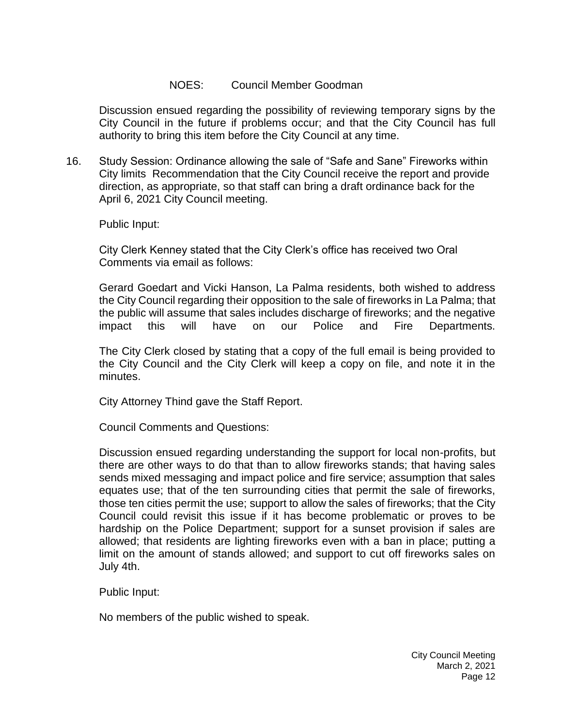NOES: Council Member Goodman

Discussion ensued regarding the possibility of reviewing temporary signs by the City Council in the future if problems occur; and that the City Council has full authority to bring this item before the City Council at any time.

16. Study Session: Ordinance allowing the sale of "Safe and Sane" Fireworks within City limits Recommendation that the City Council receive the report and provide direction, as appropriate, so that staff can bring a draft ordinance back for the April 6, 2021 City Council meeting.

    Public Input:

    City Clerk Kenney stated that the City Clerk's office has received two Oral Comments via email as follows:

    Gerard Goedart and Vicki Hanson, La Palma residents, both wished to address the City Council regarding their opposition to the sale of fireworks in La Palma; that the public will assume that sales includes discharge of fireworks; and the negative impact this will have on our Police and Fire Departments.

    The City Clerk closed by stating that a copy of the full email is being provided to the City Council and the City Clerk will keep a copy on file, and note it in the minutes.

    City Attorney Thind gave the Staff Report.

    Council Comments and Questions:

    Discussion ensued regarding understanding the support for local non-profits, but there are other ways to do that than to allow fireworks stands; that having sales sends mixed messaging and impact police and fire service; assumption that sales equates use; that of the ten surrounding cities that permit the sale of fireworks, those ten cities permit the use; support to allow the sales of fireworks; that the City Council could revisit this issue if it has become problematic or proves to be hardship on the Police Department; support for a sunset provision if sales are allowed; that residents are lighting fireworks even with a ban in place; putting a limit on the amount of stands allowed; and support to cut off fireworks sales on July 4th.

    Public Input:

    No members of the public wished to speak.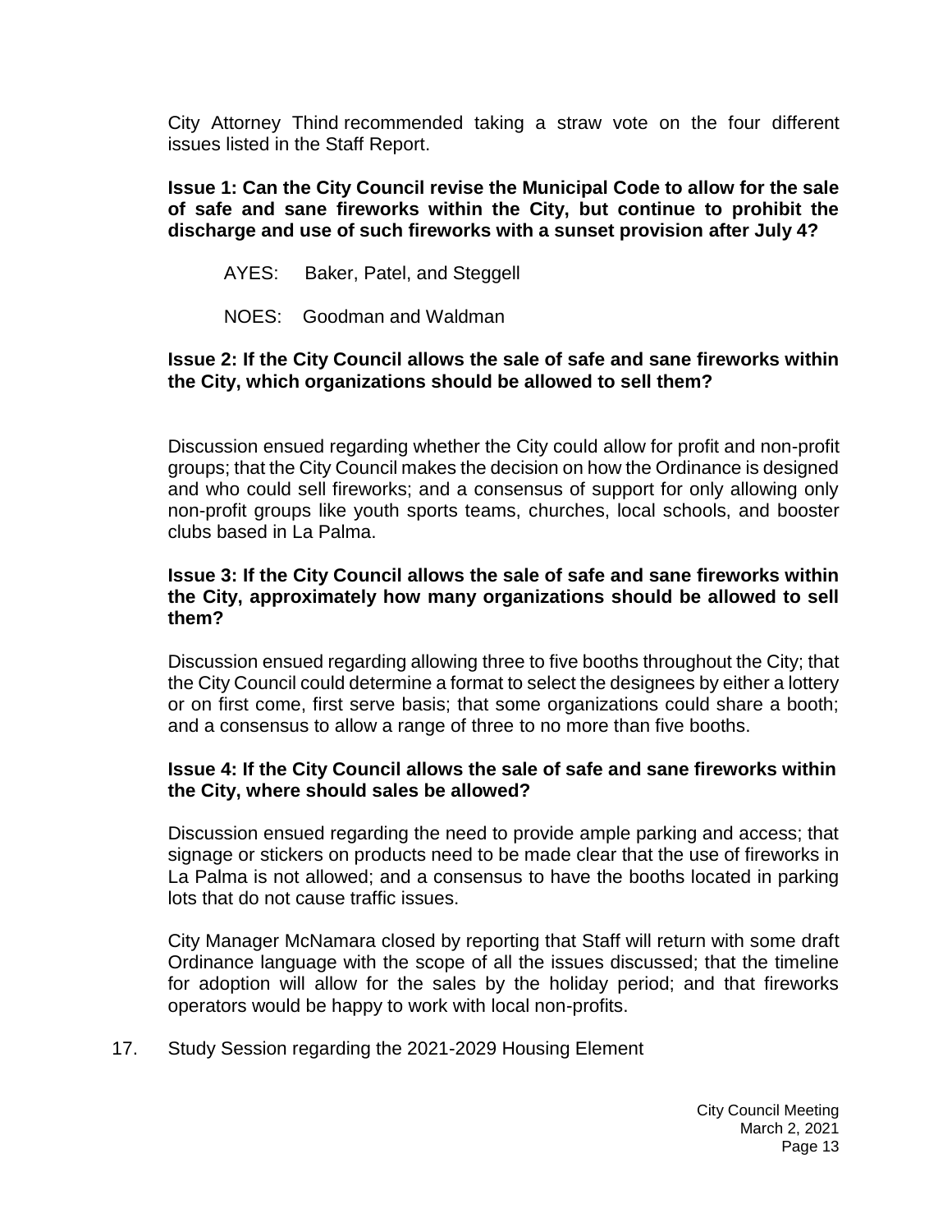City Attorney Thind recommended taking a straw vote on the four different issues listed in the Staff Report.

**Issue 1: Can the City Council revise the Municipal Code to allow for the sale of safe and sane fireworks within the City, but continue to prohibit the discharge and use of such fireworks with a sunset provision after July 4?**

AYES: Baker, Patel, and Steggell

NOES: Goodman and Waldman

**Issue 2: If the City Council allows the sale of safe and sane fireworks within the City, which organizations should be allowed to sell them?**

Discussion ensued regarding whether the City could allow for profit and non-profit groups; that the City Council makes the decision on how the Ordinance is designed and who could sell fireworks; and a consensus of support for only allowing only non-profit groups like youth sports teams, churches, local schools, and booster clubs based in La Palma.

**Issue 3: If the City Council allows the sale of safe and sane fireworks within the City, approximately how many organizations should be allowed to sell them?**

Discussion ensued regarding allowing three to five booths throughout the City; that the City Council could determine a format to select the designees by either a lottery or on first come, first serve basis; that some organizations could share a booth; and a consensus to allow a range of three to no more than five booths.

**Issue 4: If the City Council allows the sale of safe and sane fireworks within the City, where should sales be allowed?**

Discussion ensued regarding the need to provide ample parking and access; that signage or stickers on products need to be made clear that the use of fireworks in La Palma is not allowed; and a consensus to have the booths located in parking lots that do not cause traffic issues.

City Manager McNamara closed by reporting that Staff will return with some draft Ordinance language with the scope of all the issues discussed; that the timeline for adoption will allow for the sales by the holiday period; and that fireworks operators would be happy to work with local non-profits.

17. Study Session regarding the 2021-2029 Housing Element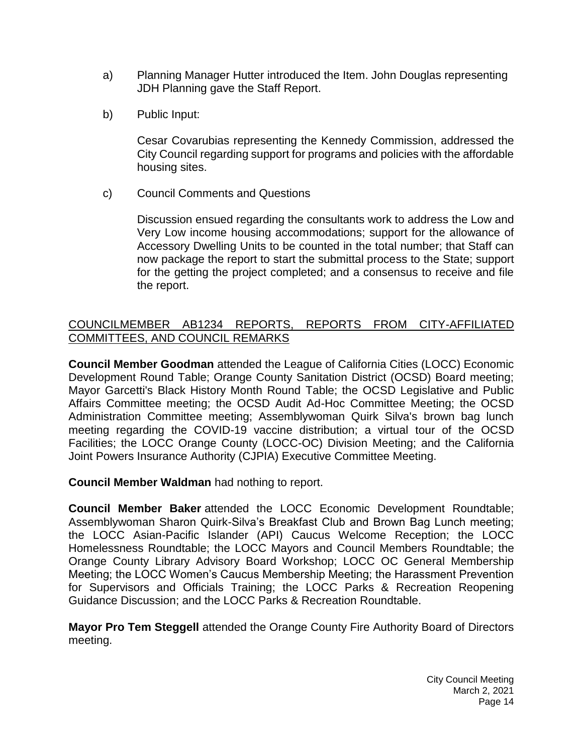a) Planning Manager Hutter introduced the Item. John Douglas representing JDH Planning gave the Staff Report.

b) Public Input:

   Cesar Covarubias representing the Kennedy Commission, addressed the City Council regarding support for programs and policies with the affordable housing sites.

c) Council Comments and Questions

   Discussion ensued regarding the consultants work to address the Low and Very Low income housing accommodations; support for the allowance of Accessory Dwelling Units to be counted in the total number; that Staff can now package the report to start the submittal process to the State; support for the getting the project completed; and a consensus to receive and file the report.

## COUNCILMEMBER AB1234 REPORTS, REPORTS FROM CITY-AFFILIATED COMMITTEES, AND COUNCIL REMARKS

**Council Member Goodman** attended the League of California Cities (LOCC) Economic Development Round Table; Orange County Sanitation District (OCSD) Board meeting; Mayor Garcetti's Black History Month Round Table; the OCSD Legislative and Public Affairs Committee meeting; the OCSD Audit Ad-Hoc Committee Meeting; the OCSD Administration Committee meeting; Assemblywoman Quirk Silva's brown bag lunch meeting regarding the COVID-19 vaccine distribution; a virtual tour of the OCSD Facilities; the LOCC Orange County (LOCC-OC) Division Meeting; and the California Joint Powers Insurance Authority (CJPIA) Executive Committee Meeting.

**Council Member Waldman** had nothing to report.

**Council Member Baker** attended the LOCC Economic Development Roundtable; Assemblywoman Sharon Quirk-Silva's Breakfast Club and Brown Bag Lunch meeting; the LOCC Asian-Pacific Islander (API) Caucus Welcome Reception; the LOCC Homelessness Roundtable; the LOCC Mayors and Council Members Roundtable; the Orange County Library Advisory Board Workshop; LOCC OC General Membership Meeting; the LOCC Women's Caucus Membership Meeting; the Harassment Prevention for Supervisors and Officials Training; the LOCC Parks & Recreation Reopening Guidance Discussion; and the LOCC Parks & Recreation Roundtable.

**Mayor Pro Tem Steggell** attended the Orange County Fire Authority Board of Directors meeting.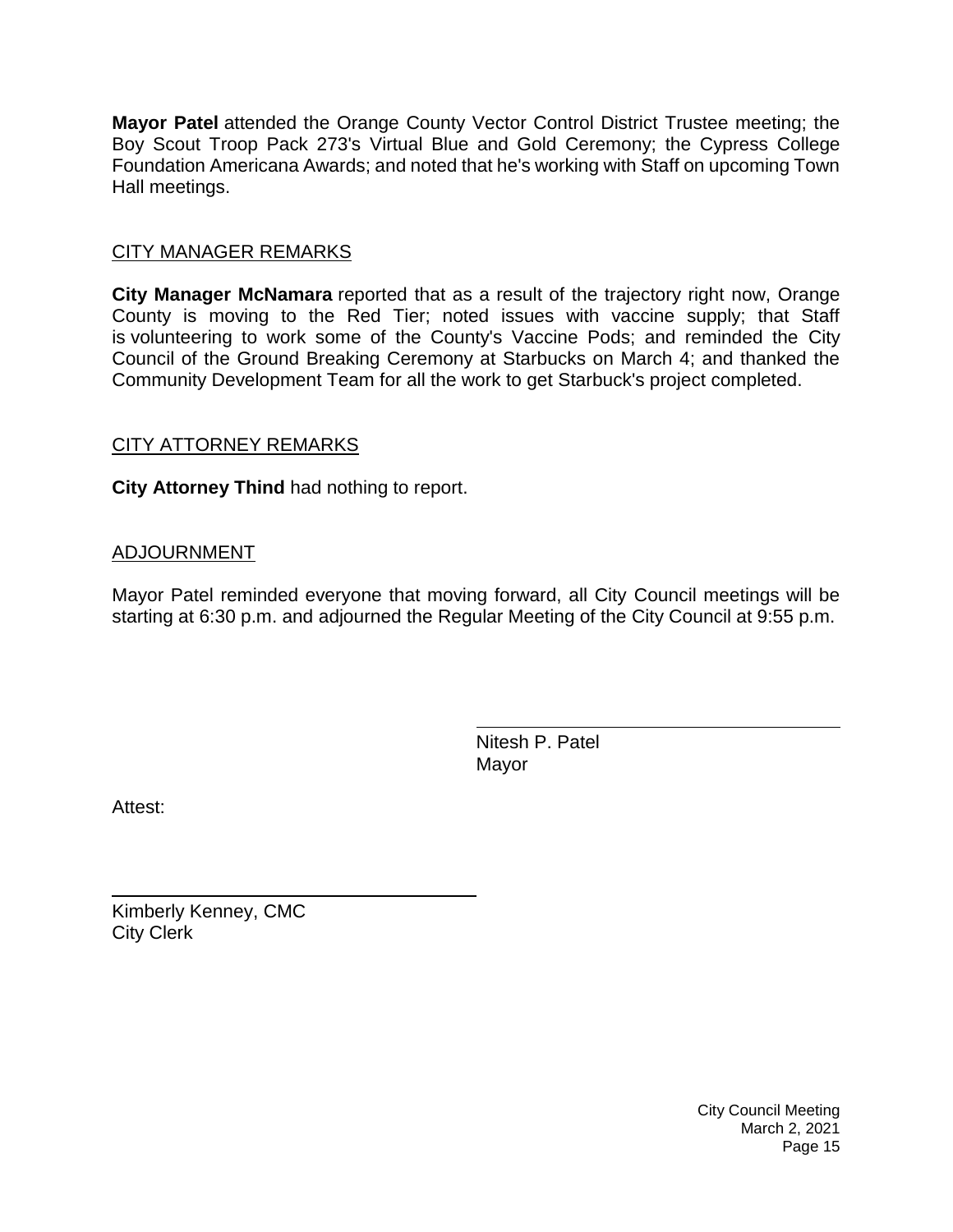**Mayor Patel** attended the Orange County Vector Control District Trustee meeting; the Boy Scout Troop Pack 273's Virtual Blue and Gold Ceremony; the Cypress College Foundation Americana Awards; and noted that he's working with Staff on upcoming Town Hall meetings.

## CITY MANAGER REMARKS

**City Manager McNamara** reported that as a result of the trajectory right now, Orange County is moving to the Red Tier; noted issues with vaccine supply; that Staff is volunteering to work some of the County's Vaccine Pods; and reminded the City Council of the Ground Breaking Ceremony at Starbucks on March 4; and thanked the Community Development Team for all the work to get Starbuck's project completed.

## CITY ATTORNEY REMARKS

**City Attorney Thind** had nothing to report.

## ADJOURNMENT

Mayor Patel reminded everyone that moving forward, all City Council meetings will be starting at 6:30 p.m. and adjourned the Regular Meeting of the City Council at 9:55 p.m.

Nitesh P. Patel
Mayor

Attest:

Kimberly Kenney, CMC
City Clerk